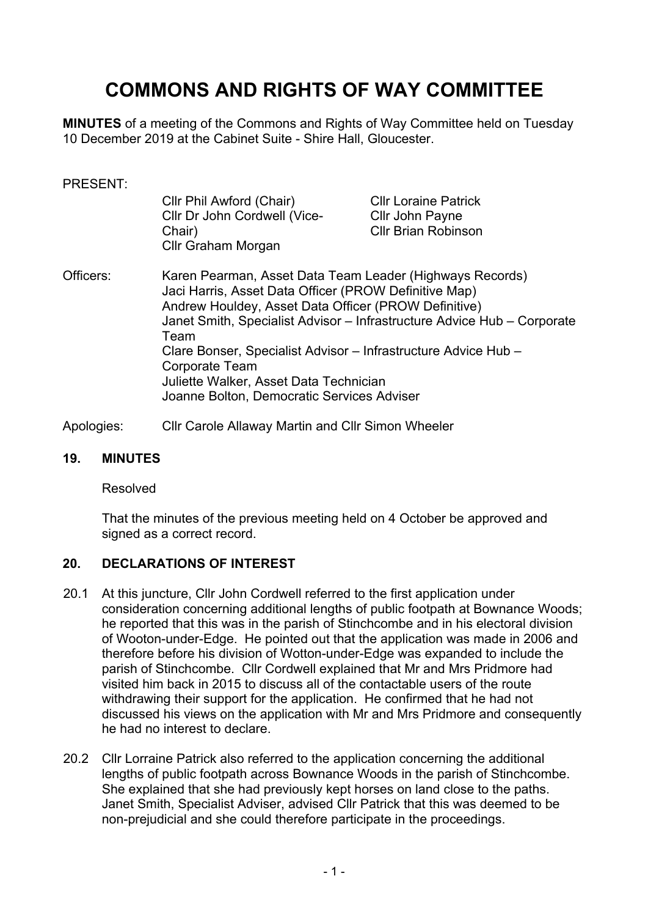# COMMONS AND RIGHTS OF WAY COMMITTEE

**MINUTES** of a meeting of the Commons and Rights of Way Committee held on Tuesday 10 December 2019 at the Cabinet Suite - Shire Hall, Gloucester.

PRESENT:

Cllr Phil Awford (Chair)
Cllr Dr John Cordwell (Vice-Chair)
Cllr Graham Morgan
Cllr Loraine Patrick
Cllr John Payne
Cllr Brian Robinson

Officers:
Karen Pearman, Asset Data Team Leader (Highways Records)
Jaci Harris, Asset Data Officer (PROW Definitive Map)
Andrew Houldey, Asset Data Officer (PROW Definitive)
Janet Smith, Specialist Advisor – Infrastructure Advice Hub – Corporate Team
Clare Bonser, Specialist Advisor – Infrastructure Advice Hub – Corporate Team
Juliette Walker, Asset Data Technician
Joanne Bolton, Democratic Services Adviser

Apologies: Cllr Carole Allaway Martin and Cllr Simon Wheeler

## 19. MINUTES

Resolved

That the minutes of the previous meeting held on 4 October be approved and signed as a correct record.

## 20. DECLARATIONS OF INTEREST

20.1 At this juncture, Cllr John Cordwell referred to the first application under consideration concerning additional lengths of public footpath at Bownance Woods; he reported that this was in the parish of Stinchcombe and in his electoral division of Wooton-under-Edge. He pointed out that the application was made in 2006 and therefore before his division of Wotton-under-Edge was expanded to include the parish of Stinchcombe. Cllr Cordwell explained that Mr and Mrs Pridmore had visited him back in 2015 to discuss all of the contactable users of the route withdrawing their support for the application. He confirmed that he had not discussed his views on the application with Mr and Mrs Pridmore and consequently he had no interest to declare.

20.2 Cllr Lorraine Patrick also referred to the application concerning the additional lengths of public footpath across Bownance Woods in the parish of Stinchcombe. She explained that she had previously kept horses on land close to the paths. Janet Smith, Specialist Adviser, advised Cllr Patrick that this was deemed to be non-prejudicial and she could therefore participate in the proceedings.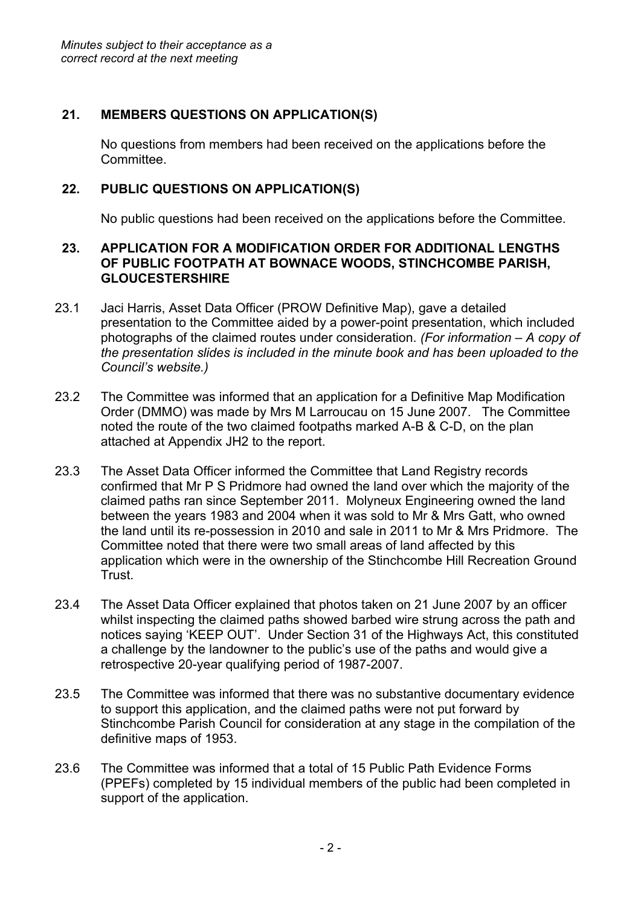*Minutes subject to their acceptance as a correct record at the next meeting*

## 21. MEMBERS QUESTIONS ON APPLICATION(S)

No questions from members had been received on the applications before the Committee.

## 22. PUBLIC QUESTIONS ON APPLICATION(S)

No public questions had been received on the applications before the Committee.

## 23. APPLICATION FOR A MODIFICATION ORDER FOR ADDITIONAL LENGTHS OF PUBLIC FOOTPATH AT BOWNACE WOODS, STINCHCOMBE PARISH, GLOUCESTERSHIRE

23.1 Jaci Harris, Asset Data Officer (PROW Definitive Map), gave a detailed presentation to the Committee aided by a power-point presentation, which included photographs of the claimed routes under consideration. *(For information – A copy of the presentation slides is included in the minute book and has been uploaded to the Council's website.)*

23.2 The Committee was informed that an application for a Definitive Map Modification Order (DMMO) was made by Mrs M Larroucau on 15 June 2007. The Committee noted the route of the two claimed footpaths marked A-B & C-D, on the plan attached at Appendix JH2 to the report.

23.3 The Asset Data Officer informed the Committee that Land Registry records confirmed that Mr P S Pridmore had owned the land over which the majority of the claimed paths ran since September 2011. Molyneux Engineering owned the land between the years 1983 and 2004 when it was sold to Mr & Mrs Gatt, who owned the land until its re-possession in 2010 and sale in 2011 to Mr & Mrs Pridmore. The Committee noted that there were two small areas of land affected by this application which were in the ownership of the Stinchcombe Hill Recreation Ground Trust.

23.4 The Asset Data Officer explained that photos taken on 21 June 2007 by an officer whilst inspecting the claimed paths showed barbed wire strung across the path and notices saying 'KEEP OUT'. Under Section 31 of the Highways Act, this constituted a challenge by the landowner to the public's use of the paths and would give a retrospective 20-year qualifying period of 1987-2007.

23.5 The Committee was informed that there was no substantive documentary evidence to support this application, and the claimed paths were not put forward by Stinchcombe Parish Council for consideration at any stage in the compilation of the definitive maps of 1953.

23.6 The Committee was informed that a total of 15 Public Path Evidence Forms (PPEFs) completed by 15 individual members of the public had been completed in support of the application.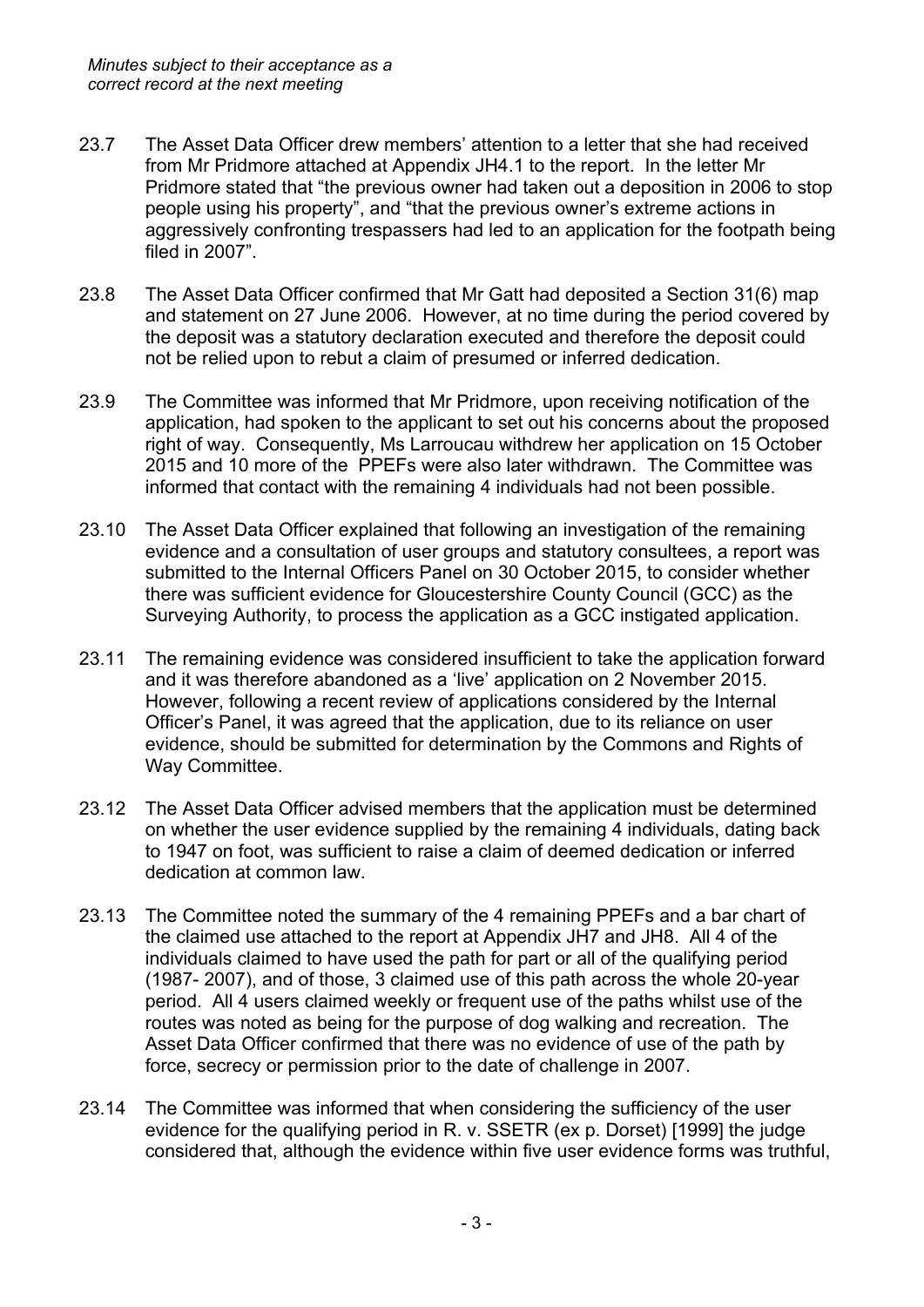*Minutes subject to their acceptance as a correct record at the next meeting*

23.7 The Asset Data Officer drew members' attention to a letter that she had received from Mr Pridmore attached at Appendix JH4.1 to the report. In the letter Mr Pridmore stated that "the previous owner had taken out a deposition in 2006 to stop people using his property", and "that the previous owner's extreme actions in aggressively confronting trespassers had led to an application for the footpath being filed in 2007".

23.8 The Asset Data Officer confirmed that Mr Gatt had deposited a Section 31(6) map and statement on 27 June 2006. However, at no time during the period covered by the deposit was a statutory declaration executed and therefore the deposit could not be relied upon to rebut a claim of presumed or inferred dedication.

23.9 The Committee was informed that Mr Pridmore, upon receiving notification of the application, had spoken to the applicant to set out his concerns about the proposed right of way. Consequently, Ms Larroucau withdrew her application on 15 October 2015 and 10 more of the PPEFs were also later withdrawn. The Committee was informed that contact with the remaining 4 individuals had not been possible.

23.10 The Asset Data Officer explained that following an investigation of the remaining evidence and a consultation of user groups and statutory consultees, a report was submitted to the Internal Officers Panel on 30 October 2015, to consider whether there was sufficient evidence for Gloucestershire County Council (GCC) as the Surveying Authority, to process the application as a GCC instigated application.

23.11 The remaining evidence was considered insufficient to take the application forward and it was therefore abandoned as a 'live' application on 2 November 2015. However, following a recent review of applications considered by the Internal Officer's Panel, it was agreed that the application, due to its reliance on user evidence, should be submitted for determination by the Commons and Rights of Way Committee.

23.12 The Asset Data Officer advised members that the application must be determined on whether the user evidence supplied by the remaining 4 individuals, dating back to 1947 on foot, was sufficient to raise a claim of deemed dedication or inferred dedication at common law.

23.13 The Committee noted the summary of the 4 remaining PPEFs and a bar chart of the claimed use attached to the report at Appendix JH7 and JH8. All 4 of the individuals claimed to have used the path for part or all of the qualifying period (1987- 2007), and of those, 3 claimed use of this path across the whole 20-year period. All 4 users claimed weekly or frequent use of the paths whilst use of the routes was noted as being for the purpose of dog walking and recreation. The Asset Data Officer confirmed that there was no evidence of use of the path by force, secrecy or permission prior to the date of challenge in 2007.

23.14 The Committee was informed that when considering the sufficiency of the user evidence for the qualifying period in R. v. SSETR (ex p. Dorset) [1999] the judge considered that, although the evidence within five user evidence forms was truthful,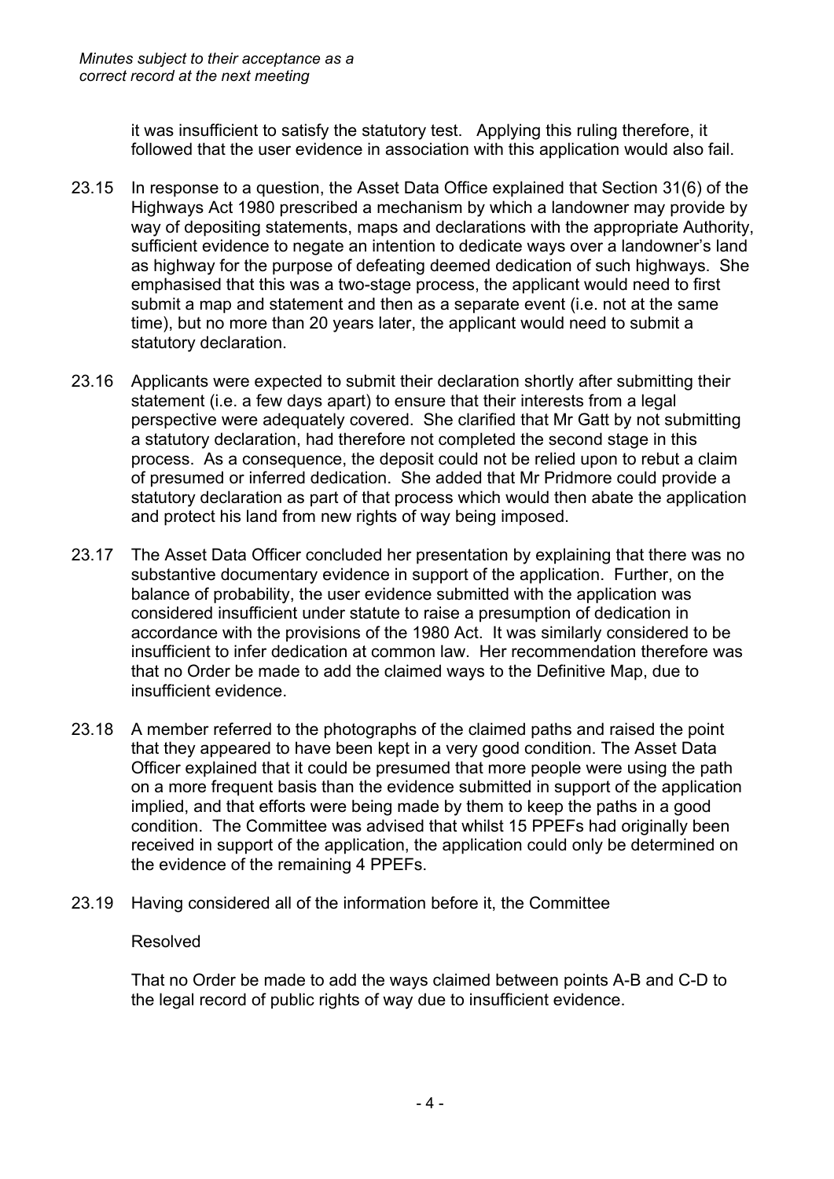*Minutes subject to their acceptance as a correct record at the next meeting*

it was insufficient to satisfy the statutory test. Applying this ruling therefore, it followed that the user evidence in association with this application would also fail.

23.15 In response to a question, the Asset Data Office explained that Section 31(6) of the Highways Act 1980 prescribed a mechanism by which a landowner may provide by way of depositing statements, maps and declarations with the appropriate Authority, sufficient evidence to negate an intention to dedicate ways over a landowner's land as highway for the purpose of defeating deemed dedication of such highways. She emphasised that this was a two-stage process, the applicant would need to first submit a map and statement and then as a separate event (i.e. not at the same time), but no more than 20 years later, the applicant would need to submit a statutory declaration.

23.16 Applicants were expected to submit their declaration shortly after submitting their statement (i.e. a few days apart) to ensure that their interests from a legal perspective were adequately covered. She clarified that Mr Gatt by not submitting a statutory declaration, had therefore not completed the second stage in this process. As a consequence, the deposit could not be relied upon to rebut a claim of presumed or inferred dedication. She added that Mr Pridmore could provide a statutory declaration as part of that process which would then abate the application and protect his land from new rights of way being imposed.

23.17 The Asset Data Officer concluded her presentation by explaining that there was no substantive documentary evidence in support of the application. Further, on the balance of probability, the user evidence submitted with the application was considered insufficient under statute to raise a presumption of dedication in accordance with the provisions of the 1980 Act. It was similarly considered to be insufficient to infer dedication at common law. Her recommendation therefore was that no Order be made to add the claimed ways to the Definitive Map, due to insufficient evidence.

23.18 A member referred to the photographs of the claimed paths and raised the point that they appeared to have been kept in a very good condition. The Asset Data Officer explained that it could be presumed that more people were using the path on a more frequent basis than the evidence submitted in support of the application implied, and that efforts were being made by them to keep the paths in a good condition. The Committee was advised that whilst 15 PPEFs had originally been received in support of the application, the application could only be determined on the evidence of the remaining 4 PPEFs.

23.19 Having considered all of the information before it, the Committee

Resolved

That no Order be made to add the ways claimed between points A-B and C-D to the legal record of public rights of way due to insufficient evidence.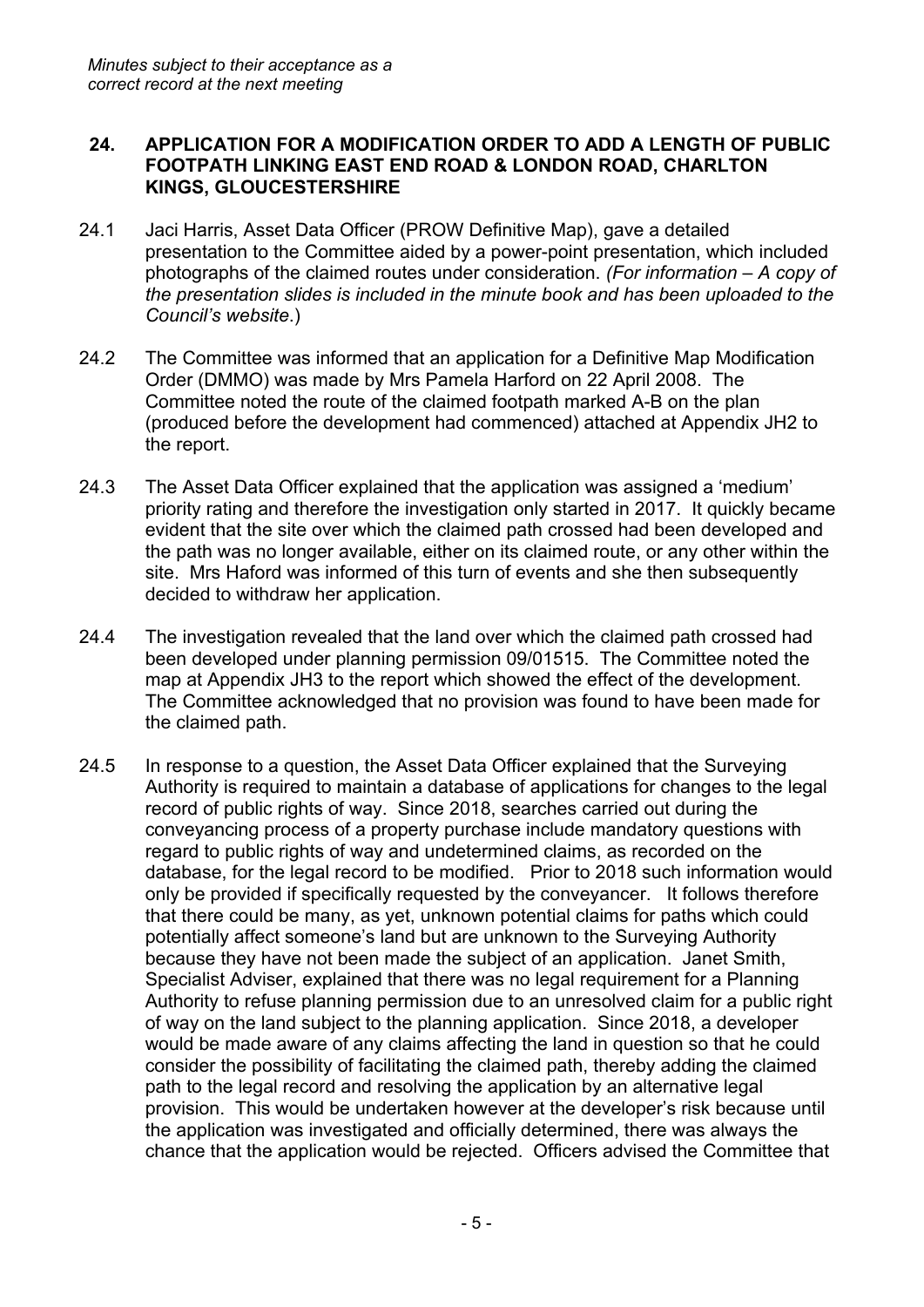*Minutes subject to their acceptance as a correct record at the next meeting*

**24. APPLICATION FOR A MODIFICATION ORDER TO ADD A LENGTH OF PUBLIC FOOTPATH LINKING EAST END ROAD & LONDON ROAD, CHARLTON KINGS, GLOUCESTERSHIRE**

24.1 Jaci Harris, Asset Data Officer (PROW Definitive Map), gave a detailed presentation to the Committee aided by a power-point presentation, which included photographs of the claimed routes under consideration. *(For information – A copy of the presentation slides is included in the minute book and has been uploaded to the Council's website*.)

24.2 The Committee was informed that an application for a Definitive Map Modification Order (DMMO) was made by Mrs Pamela Harford on 22 April 2008. The Committee noted the route of the claimed footpath marked A-B on the plan (produced before the development had commenced) attached at Appendix JH2 to the report.

24.3 The Asset Data Officer explained that the application was assigned a 'medium' priority rating and therefore the investigation only started in 2017. It quickly became evident that the site over which the claimed path crossed had been developed and the path was no longer available, either on its claimed route, or any other within the site. Mrs Haford was informed of this turn of events and she then subsequently decided to withdraw her application.

24.4 The investigation revealed that the land over which the claimed path crossed had been developed under planning permission 09/01515. The Committee noted the map at Appendix JH3 to the report which showed the effect of the development. The Committee acknowledged that no provision was found to have been made for the claimed path.

24.5 In response to a question, the Asset Data Officer explained that the Surveying Authority is required to maintain a database of applications for changes to the legal record of public rights of way. Since 2018, searches carried out during the conveyancing process of a property purchase include mandatory questions with regard to public rights of way and undetermined claims, as recorded on the database, for the legal record to be modified. Prior to 2018 such information would only be provided if specifically requested by the conveyancer. It follows therefore that there could be many, as yet, unknown potential claims for paths which could potentially affect someone's land but are unknown to the Surveying Authority because they have not been made the subject of an application. Janet Smith, Specialist Adviser, explained that there was no legal requirement for a Planning Authority to refuse planning permission due to an unresolved claim for a public right of way on the land subject to the planning application. Since 2018, a developer would be made aware of any claims affecting the land in question so that he could consider the possibility of facilitating the claimed path, thereby adding the claimed path to the legal record and resolving the application by an alternative legal provision. This would be undertaken however at the developer's risk because until the application was investigated and officially determined, there was always the chance that the application would be rejected. Officers advised the Committee that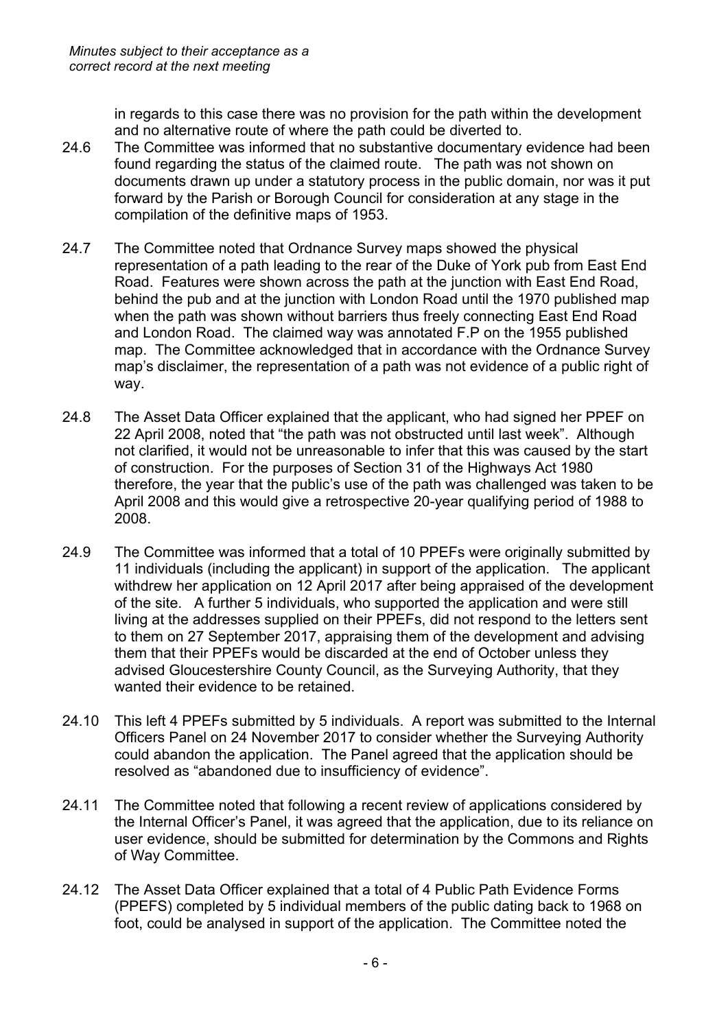*Minutes subject to their acceptance as a correct record at the next meeting*

in regards to this case there was no provision for the path within the development and no alternative route of where the path could be diverted to.

24.6 The Committee was informed that no substantive documentary evidence had been found regarding the status of the claimed route. The path was not shown on documents drawn up under a statutory process in the public domain, nor was it put forward by the Parish or Borough Council for consideration at any stage in the compilation of the definitive maps of 1953.

24.7 The Committee noted that Ordnance Survey maps showed the physical representation of a path leading to the rear of the Duke of York pub from East End Road. Features were shown across the path at the junction with East End Road, behind the pub and at the junction with London Road until the 1970 published map when the path was shown without barriers thus freely connecting East End Road and London Road. The claimed way was annotated F.P on the 1955 published map. The Committee acknowledged that in accordance with the Ordnance Survey map's disclaimer, the representation of a path was not evidence of a public right of way.

24.8 The Asset Data Officer explained that the applicant, who had signed her PPEF on 22 April 2008, noted that "the path was not obstructed until last week". Although not clarified, it would not be unreasonable to infer that this was caused by the start of construction. For the purposes of Section 31 of the Highways Act 1980 therefore, the year that the public's use of the path was challenged was taken to be April 2008 and this would give a retrospective 20-year qualifying period of 1988 to 2008.

24.9 The Committee was informed that a total of 10 PPEFs were originally submitted by 11 individuals (including the applicant) in support of the application. The applicant withdrew her application on 12 April 2017 after being appraised of the development of the site. A further 5 individuals, who supported the application and were still living at the addresses supplied on their PPEFs, did not respond to the letters sent to them on 27 September 2017, appraising them of the development and advising them that their PPEFs would be discarded at the end of October unless they advised Gloucestershire County Council, as the Surveying Authority, that they wanted their evidence to be retained.

24.10 This left 4 PPEFs submitted by 5 individuals. A report was submitted to the Internal Officers Panel on 24 November 2017 to consider whether the Surveying Authority could abandon the application. The Panel agreed that the application should be resolved as "abandoned due to insufficiency of evidence".

24.11 The Committee noted that following a recent review of applications considered by the Internal Officer's Panel, it was agreed that the application, due to its reliance on user evidence, should be submitted for determination by the Commons and Rights of Way Committee.

24.12 The Asset Data Officer explained that a total of 4 Public Path Evidence Forms (PPEFS) completed by 5 individual members of the public dating back to 1968 on foot, could be analysed in support of the application. The Committee noted the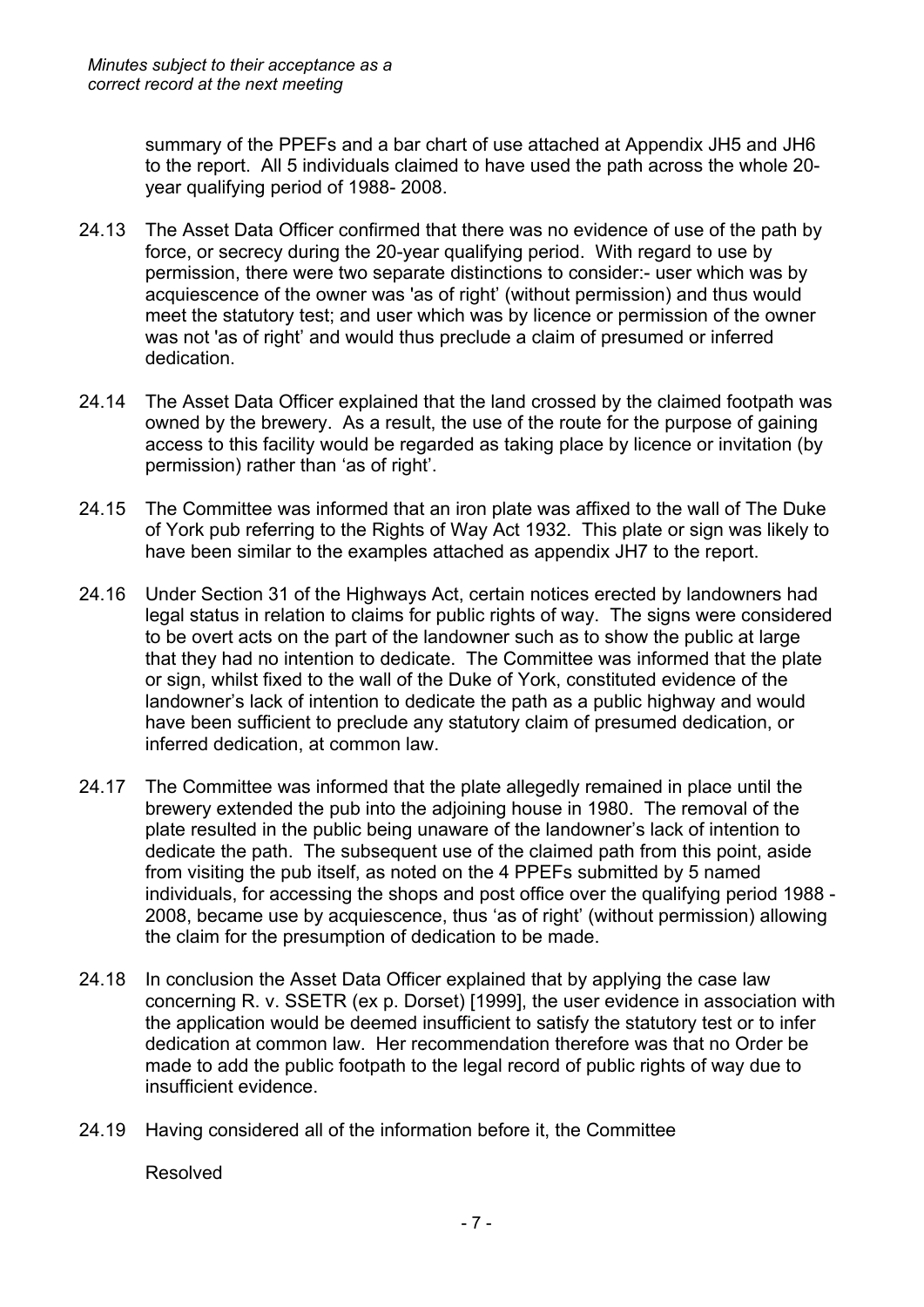*Minutes subject to their acceptance as a correct record at the next meeting*

summary of the PPEFs and a bar chart of use attached at Appendix JH5 and JH6 to the report. All 5 individuals claimed to have used the path across the whole 20-year qualifying period of 1988- 2008.

24.13 The Asset Data Officer confirmed that there was no evidence of use of the path by force, or secrecy during the 20-year qualifying period. With regard to use by permission, there were two separate distinctions to consider:- user which was by acquiescence of the owner was 'as of right' (without permission) and thus would meet the statutory test; and user which was by licence or permission of the owner was not 'as of right' and would thus preclude a claim of presumed or inferred dedication.

24.14 The Asset Data Officer explained that the land crossed by the claimed footpath was owned by the brewery. As a result, the use of the route for the purpose of gaining access to this facility would be regarded as taking place by licence or invitation (by permission) rather than 'as of right'.

24.15 The Committee was informed that an iron plate was affixed to the wall of The Duke of York pub referring to the Rights of Way Act 1932. This plate or sign was likely to have been similar to the examples attached as appendix JH7 to the report.

24.16 Under Section 31 of the Highways Act, certain notices erected by landowners had legal status in relation to claims for public rights of way. The signs were considered to be overt acts on the part of the landowner such as to show the public at large that they had no intention to dedicate. The Committee was informed that the plate or sign, whilst fixed to the wall of the Duke of York, constituted evidence of the landowner's lack of intention to dedicate the path as a public highway and would have been sufficient to preclude any statutory claim of presumed dedication, or inferred dedication, at common law.

24.17 The Committee was informed that the plate allegedly remained in place until the brewery extended the pub into the adjoining house in 1980. The removal of the plate resulted in the public being unaware of the landowner's lack of intention to dedicate the path. The subsequent use of the claimed path from this point, aside from visiting the pub itself, as noted on the 4 PPEFs submitted by 5 named individuals, for accessing the shops and post office over the qualifying period 1988 - 2008, became use by acquiescence, thus 'as of right' (without permission) allowing the claim for the presumption of dedication to be made.

24.18 In conclusion the Asset Data Officer explained that by applying the case law concerning R. v. SSETR (ex p. Dorset) [1999], the user evidence in association with the application would be deemed insufficient to satisfy the statutory test or to infer dedication at common law. Her recommendation therefore was that no Order be made to add the public footpath to the legal record of public rights of way due to insufficient evidence.

24.19 Having considered all of the information before it, the Committee

Resolved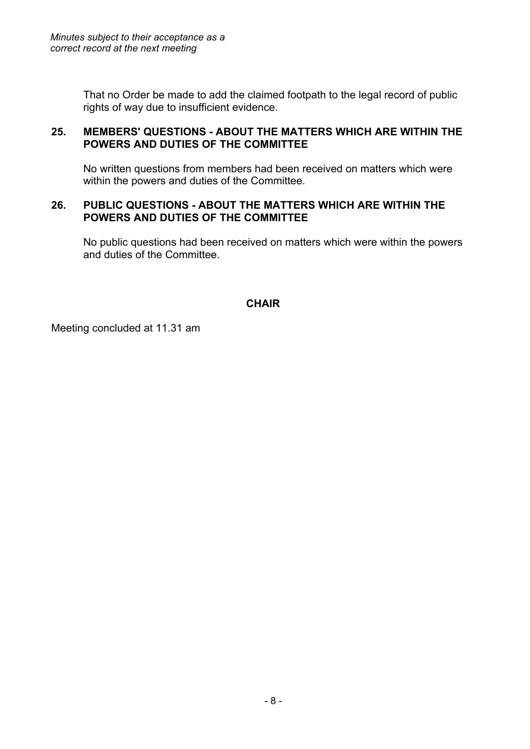*Minutes subject to their acceptance as a correct record at the next meeting*

That no Order be made to add the claimed footpath to the legal record of public rights of way due to insufficient evidence.

**25. MEMBERS' QUESTIONS - ABOUT THE MATTERS WHICH ARE WITHIN THE POWERS AND DUTIES OF THE COMMITTEE**

No written questions from members had been received on matters which were within the powers and duties of the Committee.

**26. PUBLIC QUESTIONS - ABOUT THE MATTERS WHICH ARE WITHIN THE POWERS AND DUTIES OF THE COMMITTEE**

No public questions had been received on matters which were within the powers and duties of the Committee.

**CHAIR**

Meeting concluded at 11.31 am